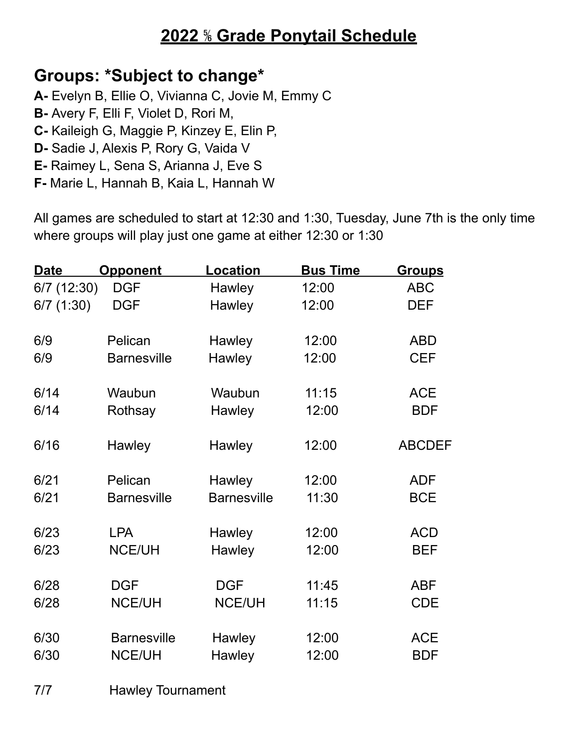# 2022 ⅚ Grade Ponytail Schedule

## Groups: *Subject to change*

**A-** Evelyn B, Ellie O, Vivianna C, Jovie M, Emmy C
**B-** Avery F, Elli F, Violet D, Rori M,
**C-** Kaileigh G, Maggie P, Kinzey E, Elin P,
**D-** Sadie J, Alexis P, Rory G, Vaida V
**E-** Raimey L, Sena S, Arianna J, Eve S
**F-** Marie L, Hannah B, Kaia L, Hannah W

All games are scheduled to start at 12:30 and 1:30, Tuesday, June 7th is the only time where groups will play just one game at either 12:30 or 1:30

| Date | Opponent | Location | Bus Time | Groups |
|---|---|---|---|---|
| 6/7 (12:30) | DGF | Hawley | 12:00 | ABC |
| 6/7 (1:30) | DGF | Hawley | 12:00 | DEF |
| 6/9 | Pelican | Hawley | 12:00 | ABD |
| 6/9 | Barnesville | Hawley | 12:00 | CEF |
| 6/14 | Waubun | Waubun | 11:15 | ACE |
| 6/14 | Rothsay | Hawley | 12:00 | BDF |
| 6/16 | Hawley | Hawley | 12:00 | ABCDEF |
| 6/21 | Pelican | Hawley | 12:00 | ADF |
| 6/21 | Barnesville | Barnesville | 11:30 | BCE |
| 6/23 | LPA | Hawley | 12:00 | ACD |
| 6/23 | NCE/UH | Hawley | 12:00 | BEF |
| 6/28 | DGF | DGF | 11:45 | ABF |
| 6/28 | NCE/UH | NCE/UH | 11:15 | CDE |
| 6/30 | Barnesville | Hawley | 12:00 | ACE |
| 6/30 | NCE/UH | Hawley | 12:00 | BDF |
| 7/7 | Hawley Tournament | | | |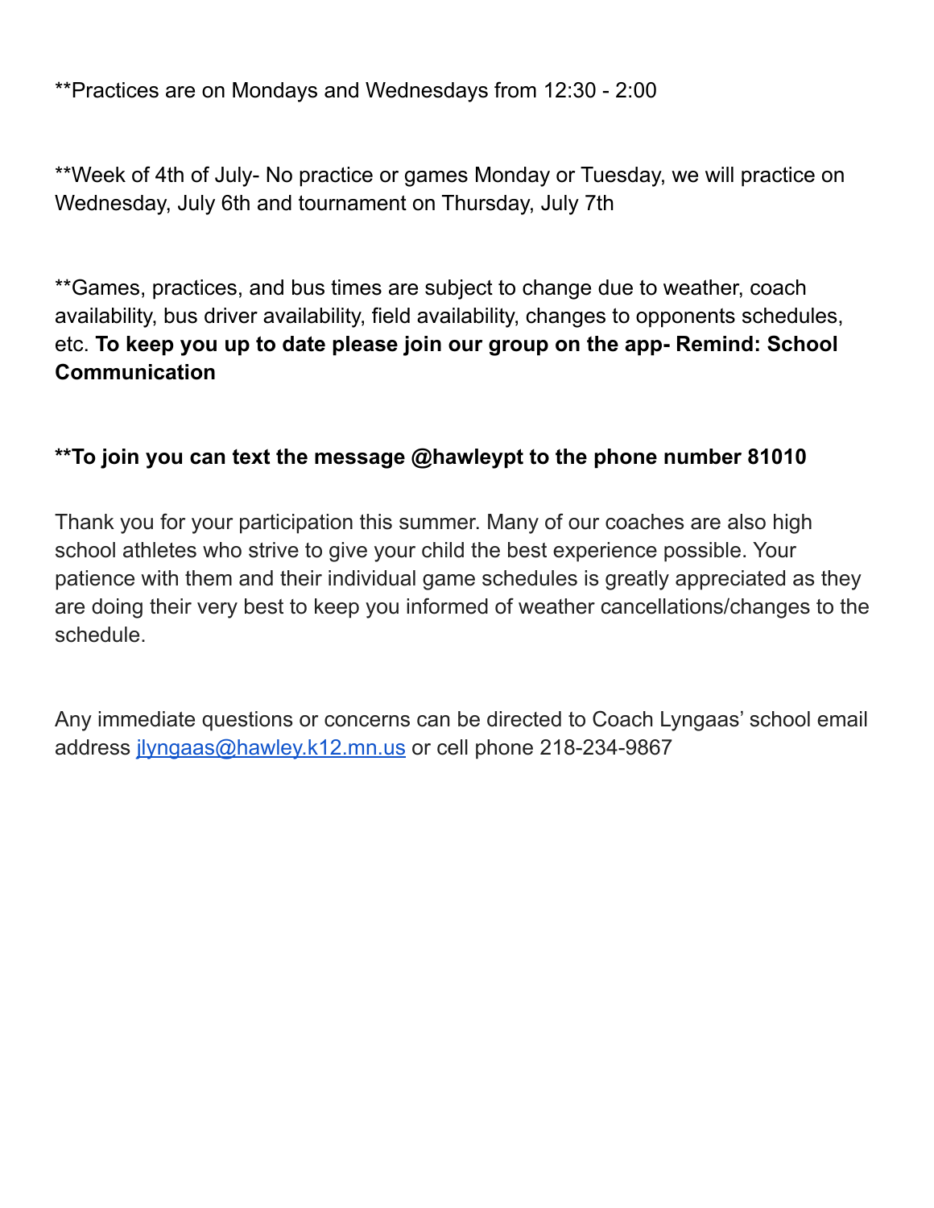**Practices are on Mondays and Wednesdays from 12:30 - 2:00

**Week of 4th of July- No practice or games Monday or Tuesday, we will practice on Wednesday, July 6th and tournament on Thursday, July 7th

**Games, practices, and bus times are subject to change due to weather, coach availability, bus driver availability, field availability, changes to opponents schedules, etc. **To keep you up to date please join our group on the app- Remind: School Communication**

****To join you can text the message @hawleypt to the phone number 81010**

Thank you for your participation this summer. Many of our coaches are also high school athletes who strive to give your child the best experience possible. Your patience with them and their individual game schedules is greatly appreciated as they are doing their very best to keep you informed of weather cancellations/changes to the schedule.

Any immediate questions or concerns can be directed to Coach Lyngaas' school email address [jlyngaas@hawley.k12.mn.us](mailto:jlyngaas@hawley.k12.mn.us) or cell phone 218-234-9867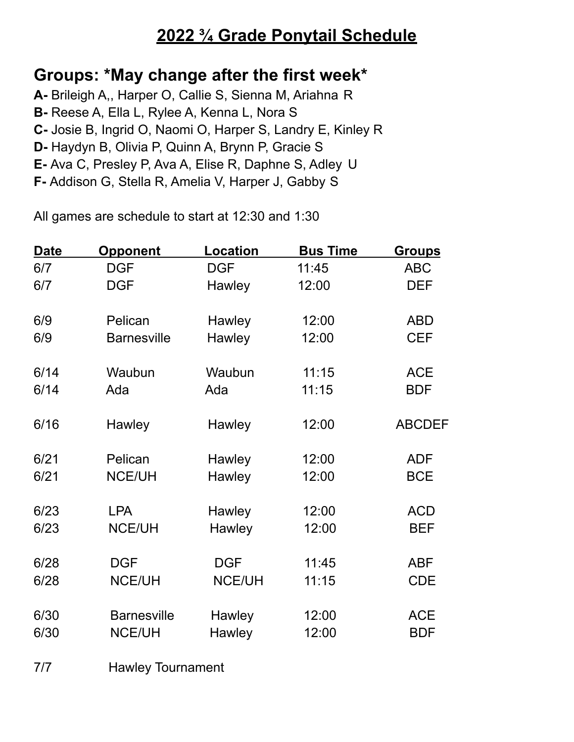# 2022 ¾ Grade Ponytail Schedule

## Groups: *May change after the first week*

**A-** Brileigh A,, Harper O, Callie S, Sienna M, Ariahna R
**B-** Reese A, Ella L, Rylee A, Kenna L, Nora S
**C-** Josie B, Ingrid O, Naomi O, Harper S, Landry E, Kinley R
**D-** Haydyn B, Olivia P, Quinn A, Brynn P, Gracie S
**E-** Ava C, Presley P, Ava A, Elise R, Daphne S, Adley U
**F-** Addison G, Stella R, Amelia V, Harper J, Gabby S

All games are schedule to start at 12:30 and 1:30

| Date | Opponent | Location | Bus Time | Groups |
|---|---|---|---|---|
| 6/7 | DGF | DGF | 11:45 | ABC |
| 6/7 | DGF | Hawley | 12:00 | DEF |
| 6/9 | Pelican | Hawley | 12:00 | ABD |
| 6/9 | Barnesville | Hawley | 12:00 | CEF |
| 6/14 | Waubun | Waubun | 11:15 | ACE |
| 6/14 | Ada | Ada | 11:15 | BDF |
| 6/16 | Hawley | Hawley | 12:00 | ABCDEF |
| 6/21 | Pelican | Hawley | 12:00 | ADF |
| 6/21 | NCE/UH | Hawley | 12:00 | BCE |
| 6/23 | LPA | Hawley | 12:00 | ACD |
| 6/23 | NCE/UH | Hawley | 12:00 | BEF |
| 6/28 | DGF | DGF | 11:45 | ABF |
| 6/28 | NCE/UH | NCE/UH | 11:15 | CDE |
| 6/30 | Barnesville | Hawley | 12:00 | ACE |
| 6/30 | NCE/UH | Hawley | 12:00 | BDF |
| 7/7 | Hawley Tournament | | | |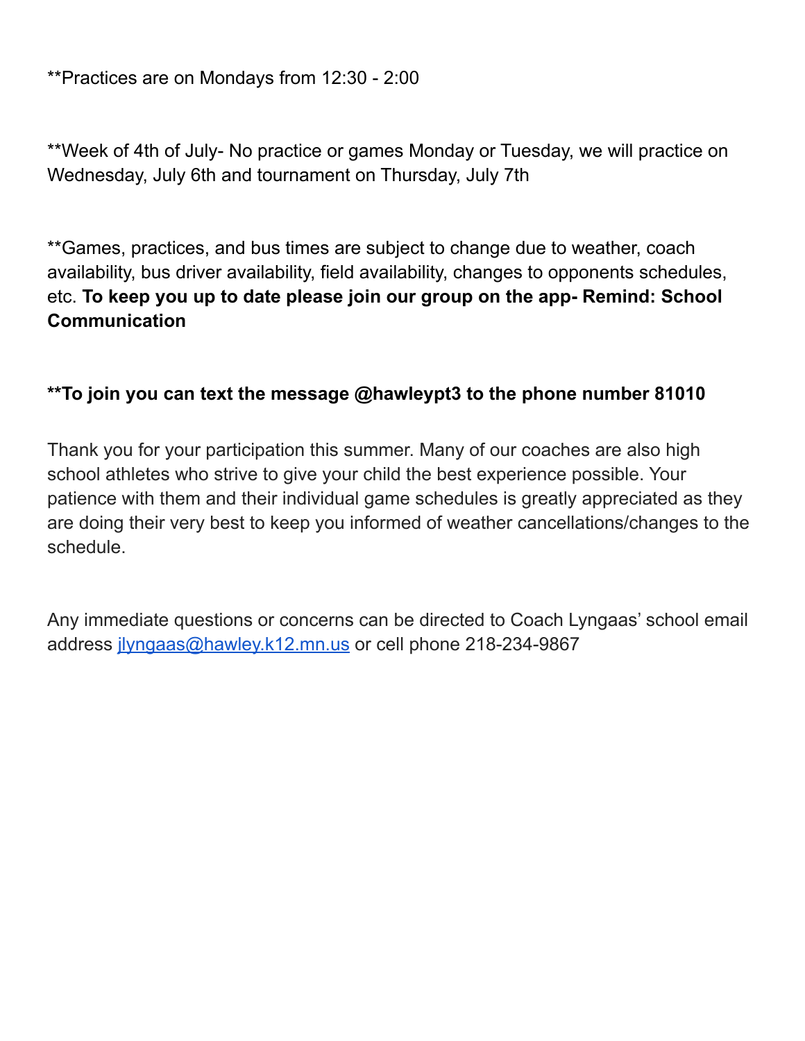**Practices are on Mondays from 12:30 - 2:00

**Week of 4th of July- No practice or games Monday or Tuesday, we will practice on Wednesday, July 6th and tournament on Thursday, July 7th

**Games, practices, and bus times are subject to change due to weather, coach availability, bus driver availability, field availability, changes to opponents schedules, etc. **To keep you up to date please join our group on the app- Remind: School Communication**

****To join you can text the message @hawleypt3 to the phone number 81010**

Thank you for your participation this summer. Many of our coaches are also high school athletes who strive to give your child the best experience possible. Your patience with them and their individual game schedules is greatly appreciated as they are doing their very best to keep you informed of weather cancellations/changes to the schedule.

Any immediate questions or concerns can be directed to Coach Lyngaas' school email address [jlyngaas@hawley.k12.mn.us](mailto:jlyngaas@hawley.k12.mn.us) or cell phone 218-234-9867